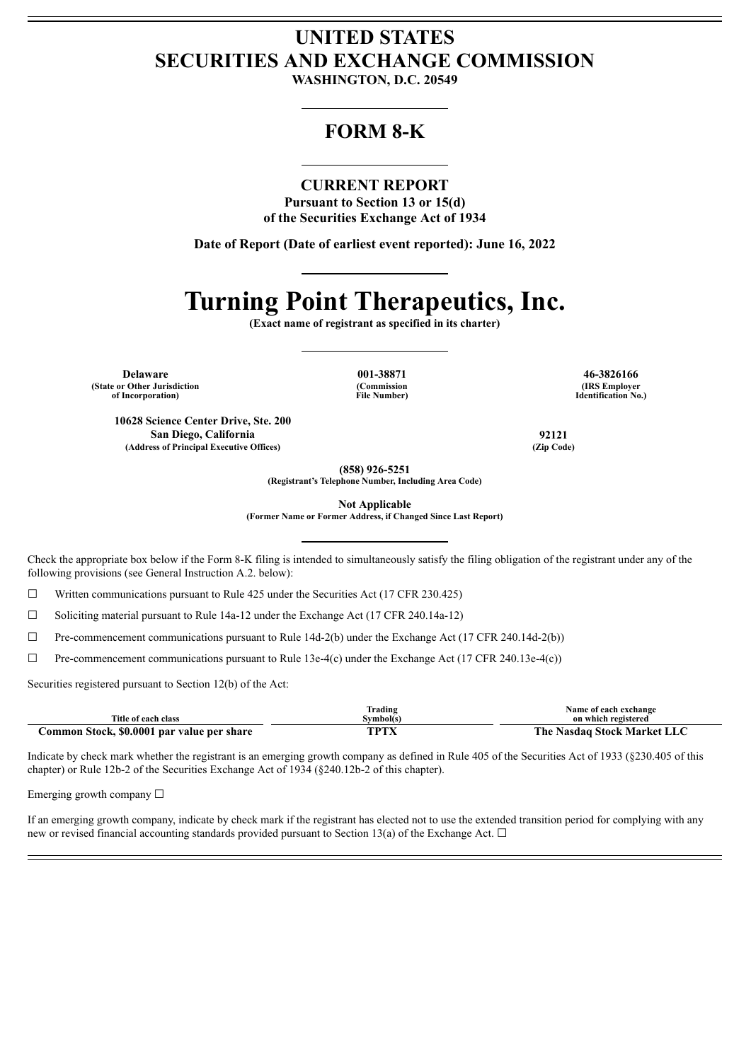# UNITED STATES
# SECURITIES AND EXCHANGE COMMISSION

**WASHINGTON, D.C. 20549**

## FORM 8-K

### CURRENT REPORT

**Pursuant to Section 13 or 15(d)**
**of the Securities Exchange Act of 1934**

**Date of Report (Date of earliest event reported): June 16, 2022**

# Turning Point Therapeutics, Inc.

**(Exact name of registrant as specified in its charter)**

| **Delaware** | **001-38871** | **46-3826166** |
|---|---|---|
| **(State or Other Jurisdiction of Incorporation)** | **(Commission File Number)** | **(IRS Employer Identification No.)** |

| **10628 Science Center Drive, Ste. 200 San Diego, California** | **92121** |
|---|---|
| **(Address of Principal Executive Offices)** | **(Zip Code)** |

**(858) 926-5251**
**(Registrant's Telephone Number, Including Area Code)**

**Not Applicable**
**(Former Name or Former Address, if Changed Since Last Report)**

Check the appropriate box below if the Form 8-K filing is intended to simultaneously satisfy the filing obligation of the registrant under any of the following provisions (see General Instruction A.2. below):

☐ Written communications pursuant to Rule 425 under the Securities Act (17 CFR 230.425)

☐ Soliciting material pursuant to Rule 14a-12 under the Exchange Act (17 CFR 240.14a-12)

☐ Pre-commencement communications pursuant to Rule 14d-2(b) under the Exchange Act (17 CFR 240.14d-2(b))

☐ Pre-commencement communications pursuant to Rule 13e-4(c) under the Exchange Act (17 CFR 240.13e-4(c))

Securities registered pursuant to Section 12(b) of the Act:

| Title of each class | Trading Symbol(s) | Name of each exchange on which registered |
|---|---|---|
| **Common Stock, $0.0001 par value per share** | **TPTX** | **The Nasdaq Stock Market LLC** |

Indicate by check mark whether the registrant is an emerging growth company as defined in Rule 405 of the Securities Act of 1933 (§230.405 of this chapter) or Rule 12b-2 of the Securities Exchange Act of 1934 (§240.12b-2 of this chapter).

Emerging growth company ☐

If an emerging growth company, indicate by check mark if the registrant has elected not to use the extended transition period for complying with any new or revised financial accounting standards provided pursuant to Section 13(a) of the Exchange Act. ☐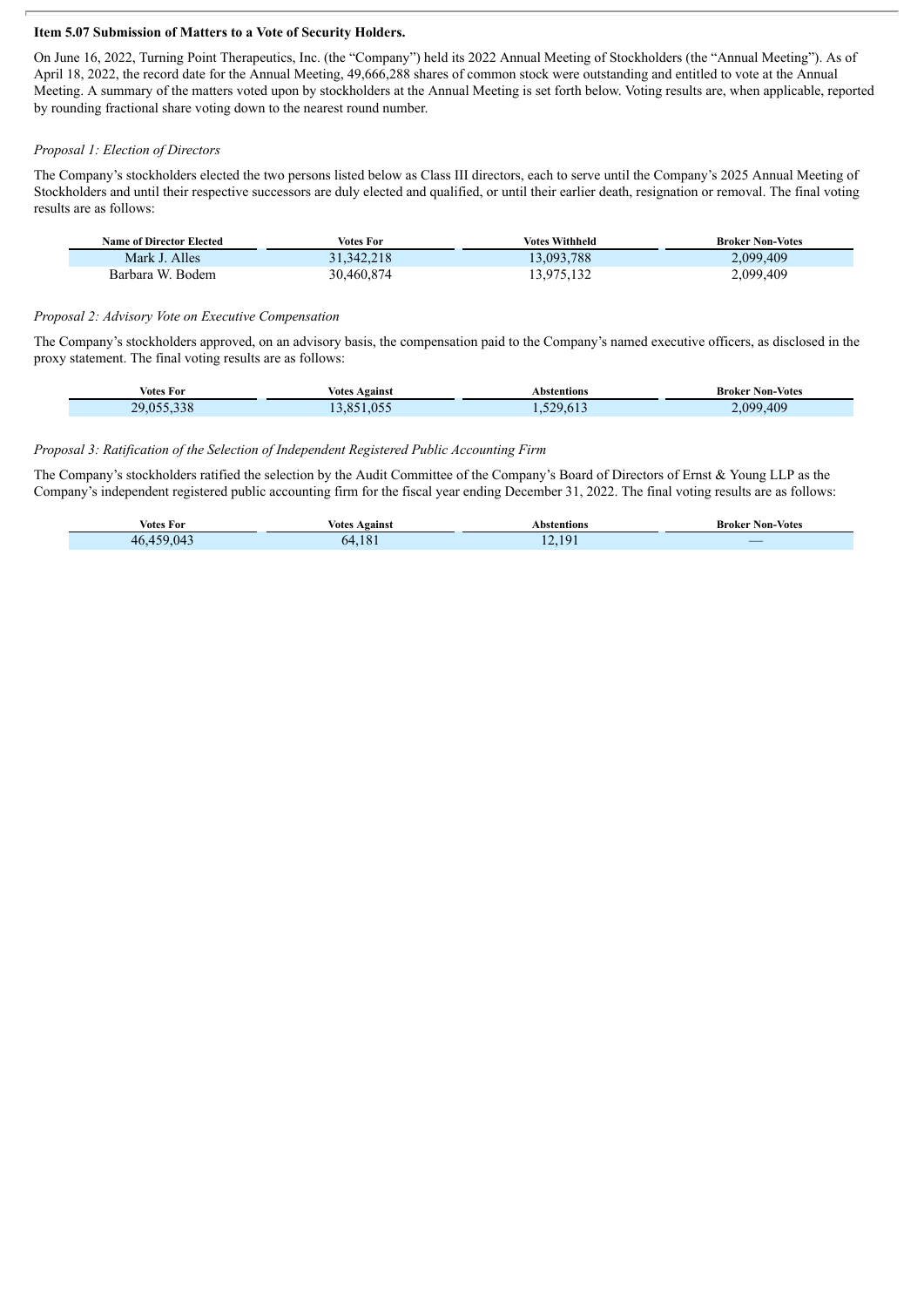**Item 5.07 Submission of Matters to a Vote of Security Holders.**

On June 16, 2022, Turning Point Therapeutics, Inc. (the "Company") held its 2022 Annual Meeting of Stockholders (the "Annual Meeting"). As of April 18, 2022, the record date for the Annual Meeting, 49,666,288 shares of common stock were outstanding and entitled to vote at the Annual Meeting. A summary of the matters voted upon by stockholders at the Annual Meeting is set forth below. Voting results are, when applicable, reported by rounding fractional share voting down to the nearest round number.

*Proposal 1: Election of Directors*

The Company's stockholders elected the two persons listed below as Class III directors, each to serve until the Company's 2025 Annual Meeting of Stockholders and until their respective successors are duly elected and qualified, or until their earlier death, resignation or removal. The final voting results are as follows:

| Name of Director Elected | Votes For | Votes Withheld | Broker Non-Votes |
|---|---|---|---|
| Mark J. Alles | 31,342,218 | 13,093,788 | 2,099,409 |
| Barbara W. Bodem | 30,460,874 | 13,975,132 | 2,099,409 |

*Proposal 2: Advisory Vote on Executive Compensation*

The Company's stockholders approved, on an advisory basis, the compensation paid to the Company's named executive officers, as disclosed in the proxy statement. The final voting results are as follows:

| Votes For | Votes Against | Abstentions | Broker Non-Votes |
|---|---|---|---|
| 29,055,338 | 13,851,055 | 1,529,613 | 2,099,409 |

*Proposal 3: Ratification of the Selection of Independent Registered Public Accounting Firm*

The Company's stockholders ratified the selection by the Audit Committee of the Company's Board of Directors of Ernst & Young LLP as the Company's independent registered public accounting firm for the fiscal year ending December 31, 2022. The final voting results are as follows:

| Votes For | Votes Against | Abstentions | Broker Non-Votes |
|---|---|---|---|
| 46,459,043 | 64,181 | 12,191 | — |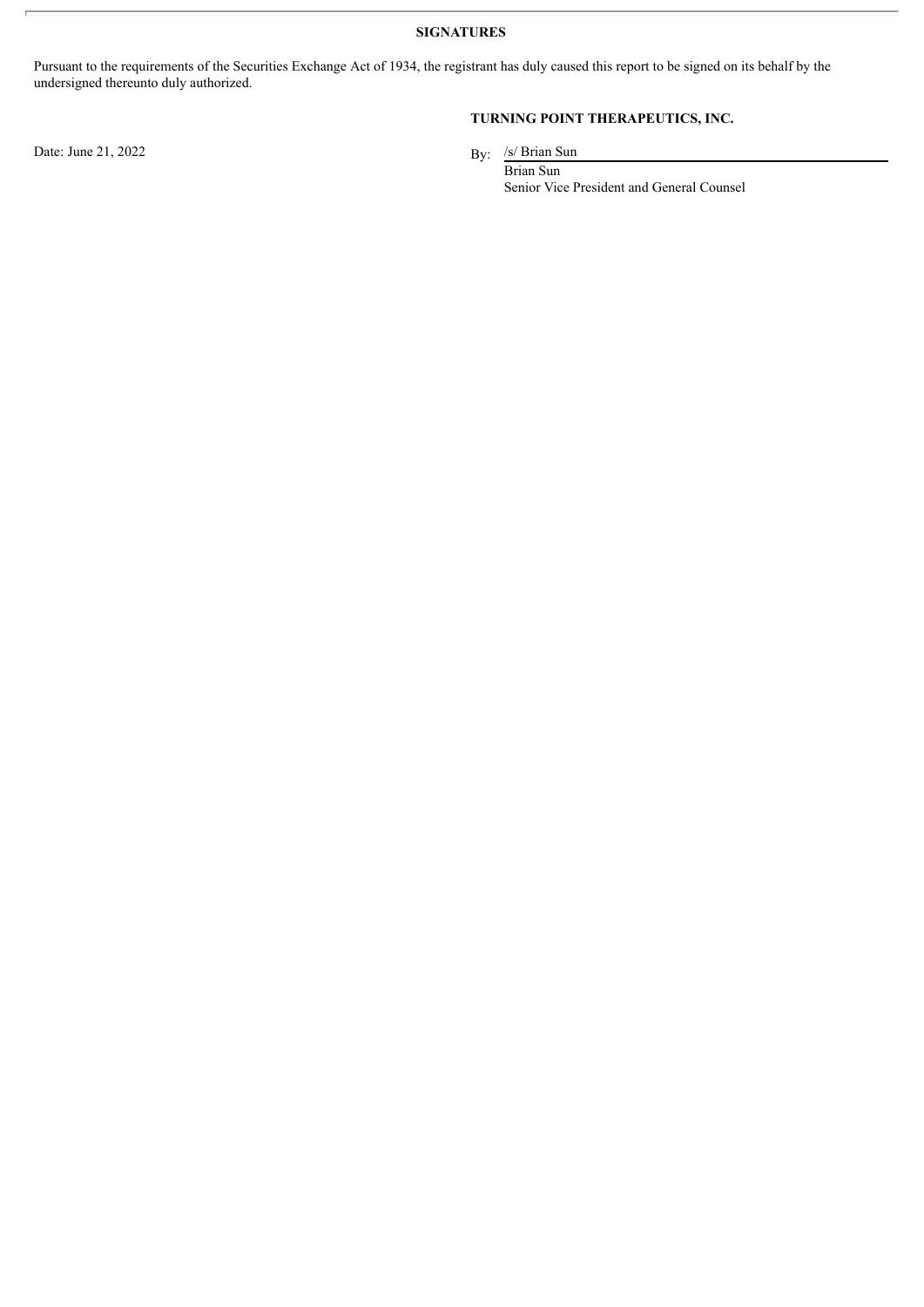**SIGNATURES**

Pursuant to the requirements of the Securities Exchange Act of 1934, the registrant has duly caused this report to be signed on its behalf by the undersigned thereunto duly authorized.

**TURNING POINT THERAPEUTICS, INC.**

Date: June 21, 2022

By: /s/ Brian Sun
Brian Sun
Senior Vice President and General Counsel